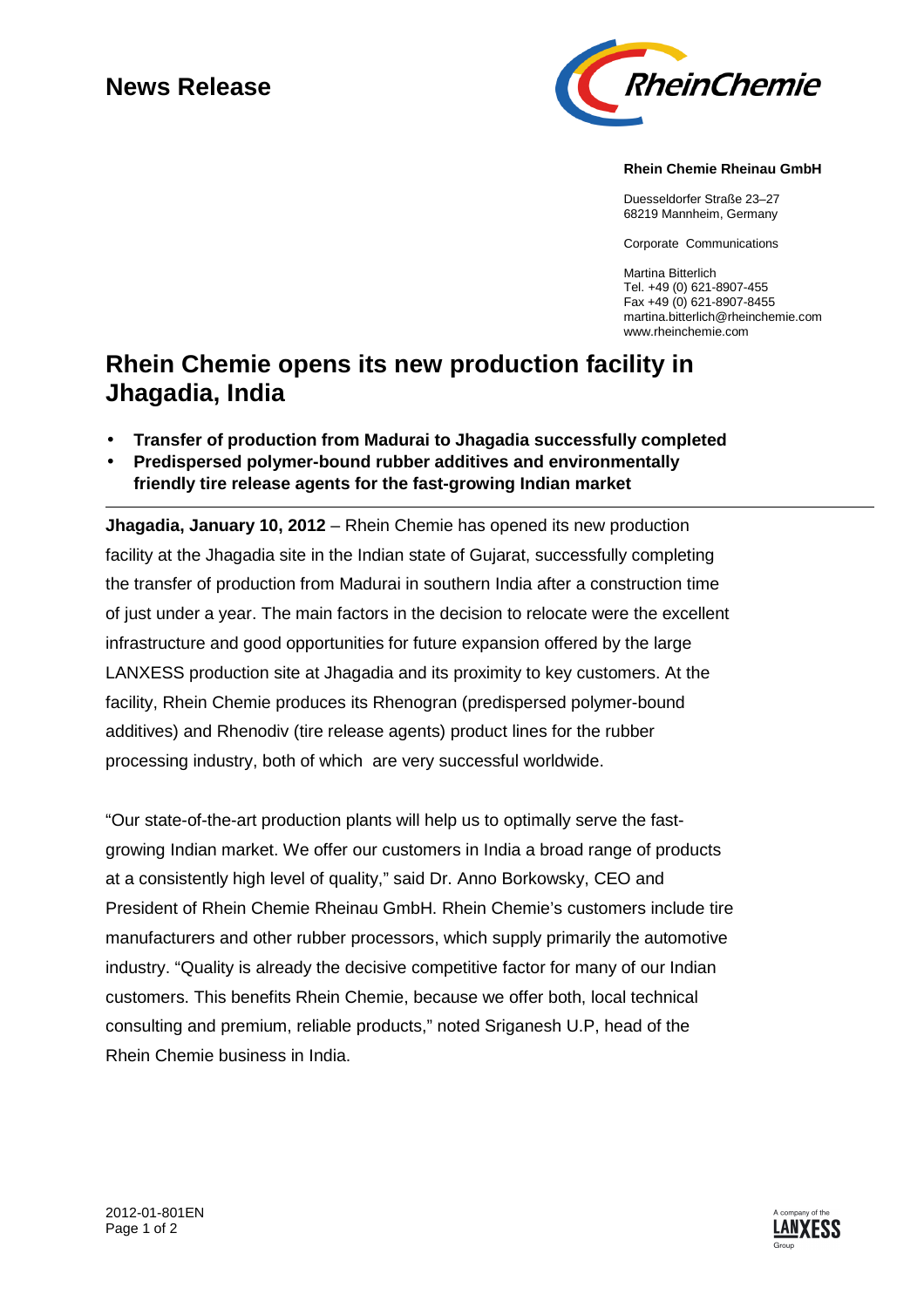# News Release

**Rhein Chemie Rheinau GmbH**

Duesseldorfer Straße 23–27
68219 Mannheim, Germany

Corporate Communications

Martina Bitterlich
Tel. +49 (0) 621-8907-455
Fax +49 (0) 621-8907-8455
martina.bitterlich@rheinchemie.com
www.rheinchemie.com

## Rhein Chemie opens its new production facility in Jhagadia, India

- **Transfer of production from Madurai to Jhagadia successfully completed**
- **Predispersed polymer-bound rubber additives and environmentally friendly tire release agents for the fast-growing Indian market**

---

**Jhagadia, January 10, 2012** – Rhein Chemie has opened its new production facility at the Jhagadia site in the Indian state of Gujarat, successfully completing the transfer of production from Madurai in southern India after a construction time of just under a year. The main factors in the decision to relocate were the excellent infrastructure and good opportunities for future expansion offered by the large LANXESS production site at Jhagadia and its proximity to key customers. At the facility, Rhein Chemie produces its Rhenogran (predispersed polymer-bound additives) and Rhenodiv (tire release agents) product lines for the rubber processing industry, both of which are very successful worldwide.

"Our state-of-the-art production plants will help us to optimally serve the fast-growing Indian market. We offer our customers in India a broad range of products at a consistently high level of quality," said Dr. Anno Borkowsky, CEO and President of Rhein Chemie Rheinau GmbH. Rhein Chemie's customers include tire manufacturers and other rubber processors, which supply primarily the automotive industry. "Quality is already the decisive competitive factor for many of our Indian customers. This benefits Rhein Chemie, because we offer both, local technical consulting and premium, reliable products," noted Sriganesh U.P, head of the Rhein Chemie business in India.

2012-01-801EN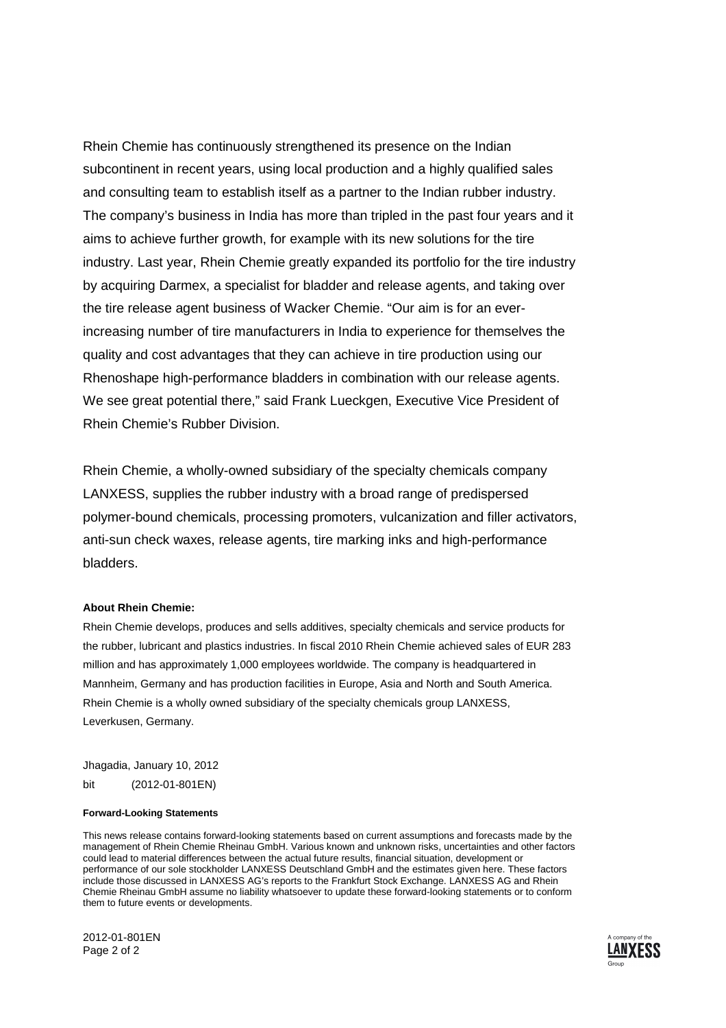Rhein Chemie has continuously strengthened its presence on the Indian subcontinent in recent years, using local production and a highly qualified sales and consulting team to establish itself as a partner to the Indian rubber industry. The company's business in India has more than tripled in the past four years and it aims to achieve further growth, for example with its new solutions for the tire industry. Last year, Rhein Chemie greatly expanded its portfolio for the tire industry by acquiring Darmex, a specialist for bladder and release agents, and taking over the tire release agent business of Wacker Chemie. "Our aim is for an ever-increasing number of tire manufacturers in India to experience for themselves the quality and cost advantages that they can achieve in tire production using our Rhenoshape high-performance bladders in combination with our release agents. We see great potential there," said Frank Lueckgen, Executive Vice President of Rhein Chemie's Rubber Division.

Rhein Chemie, a wholly-owned subsidiary of the specialty chemicals company LANXESS, supplies the rubber industry with a broad range of predispersed polymer-bound chemicals, processing promoters, vulcanization and filler activators, anti-sun check waxes, release agents, tire marking inks and high-performance bladders.

**About Rhein Chemie:**

Rhein Chemie develops, produces and sells additives, specialty chemicals and service products for the rubber, lubricant and plastics industries. In fiscal 2010 Rhein Chemie achieved sales of EUR 283 million and has approximately 1,000 employees worldwide. The company is headquartered in Mannheim, Germany and has production facilities in Europe, Asia and North and South America. Rhein Chemie is a wholly owned subsidiary of the specialty chemicals group LANXESS, Leverkusen, Germany.

Jhagadia, January 10, 2012
bit (2012-01-801EN)

**Forward-Looking Statements**

This news release contains forward-looking statements based on current assumptions and forecasts made by the management of Rhein Chemie Rheinau GmbH. Various known and unknown risks, uncertainties and other factors could lead to material differences between the actual future results, financial situation, development or performance of our sole stockholder LANXESS Deutschland GmbH and the estimates given here. These factors include those discussed in LANXESS AG's reports to the Frankfurt Stock Exchange. LANXESS AG and Rhein Chemie Rheinau GmbH assume no liability whatsoever to update these forward-looking statements or to conform them to future events or developments.